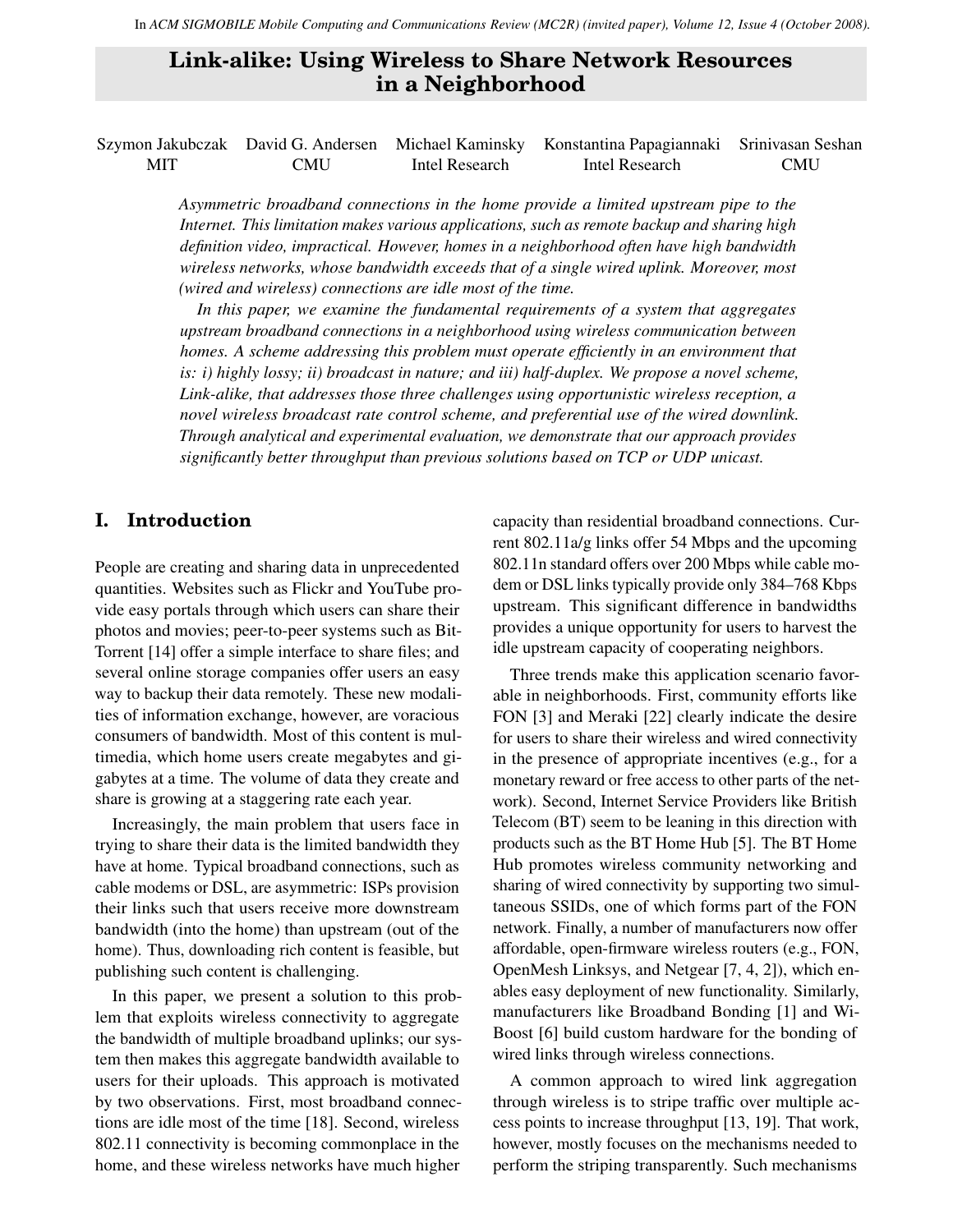In *ACM SIGMOBILE Mobile Computing and Communications Review (MC2R) (invited paper), Volume 12, Issue 4 (October 2008).*

# Link-alike: Using Wireless to Share Network Resources in a Neighborhood

Szymon Jakubczak (MIT), David G. Andersen (CMU), Michael Kaminsky (Intel Research), Konstantina Papagiannaki (Intel Research), Srinivasan Seshan (CMU)

*Asymmetric broadband connections in the home provide a limited upstream pipe to the Internet. This limitation makes various applications, such as remote backup and sharing high definition video, impractical. However, homes in a neighborhood often have high bandwidth wireless networks, whose bandwidth exceeds that of a single wired uplink. Moreover, most (wired and wireless) connections are idle most of the time.*

*In this paper, we examine the fundamental requirements of a system that aggregates upstream broadband connections in a neighborhood using wireless communication between homes. A scheme addressing this problem must operate efficiently in an environment that is: i) highly lossy; ii) broadcast in nature; and iii) half-duplex. We propose a novel scheme, Link-alike, that addresses those three challenges using opportunistic wireless reception, a novel wireless broadcast rate control scheme, and preferential use of the wired downlink. Through analytical and experimental evaluation, we demonstrate that our approach provides significantly better throughput than previous solutions based on TCP or UDP unicast.*

## I. Introduction

People are creating and sharing data in unprecedented quantities. Websites such as Flickr and YouTube provide easy portals through which users can share their photos and movies; peer-to-peer systems such as BitTorrent [14] offer a simple interface to share files; and several online storage companies offer users an easy way to backup their data remotely. These new modalities of information exchange, however, are voracious consumers of bandwidth. Most of this content is multimedia, which home users create megabytes and gigabytes at a time. The volume of data they create and share is growing at a staggering rate each year.

Increasingly, the main problem that users face in trying to share their data is the limited bandwidth they have at home. Typical broadband connections, such as cable modems or DSL, are asymmetric: ISPs provision their links such that users receive more downstream bandwidth (into the home) than upstream (out of the home). Thus, downloading rich content is feasible, but publishing such content is challenging.

In this paper, we present a solution to this problem that exploits wireless connectivity to aggregate the bandwidth of multiple broadband uplinks; our system then makes this aggregate bandwidth available to users for their uploads. This approach is motivated by two observations. First, most broadband connections are idle most of the time [18]. Second, wireless 802.11 connectivity is becoming commonplace in the home, and these wireless networks have much higher capacity than residential broadband connections. Current 802.11a/g links offer 54 Mbps and the upcoming 802.11n standard offers over 200 Mbps while cable modem or DSL links typically provide only 384–768 Kbps upstream. This significant difference in bandwidths provides a unique opportunity for users to harvest the idle upstream capacity of cooperating neighbors.

Three trends make this application scenario favorable in neighborhoods. First, community efforts like FON [3] and Meraki [22] clearly indicate the desire for users to share their wireless and wired connectivity in the presence of appropriate incentives (e.g., for a monetary reward or free access to other parts of the network). Second, Internet Service Providers like British Telecom (BT) seem to be leaning in this direction with products such as the BT Home Hub [5]. The BT Home Hub promotes wireless community networking and sharing of wired connectivity by supporting two simultaneous SSIDs, one of which forms part of the FON network. Finally, a number of manufacturers now offer affordable, open-firmware wireless routers (e.g., FON, OpenMesh Linksys, and Netgear [7, 4, 2]), which enables easy deployment of new functionality. Similarly, manufacturers like Broadband Bonding [1] and Wi-Boost [6] build custom hardware for the bonding of wired links through wireless connections.

A common approach to wired link aggregation through wireless is to stripe traffic over multiple access points to increase throughput [13, 19]. That work, however, mostly focuses on the mechanisms needed to perform the striping transparently. Such mechanisms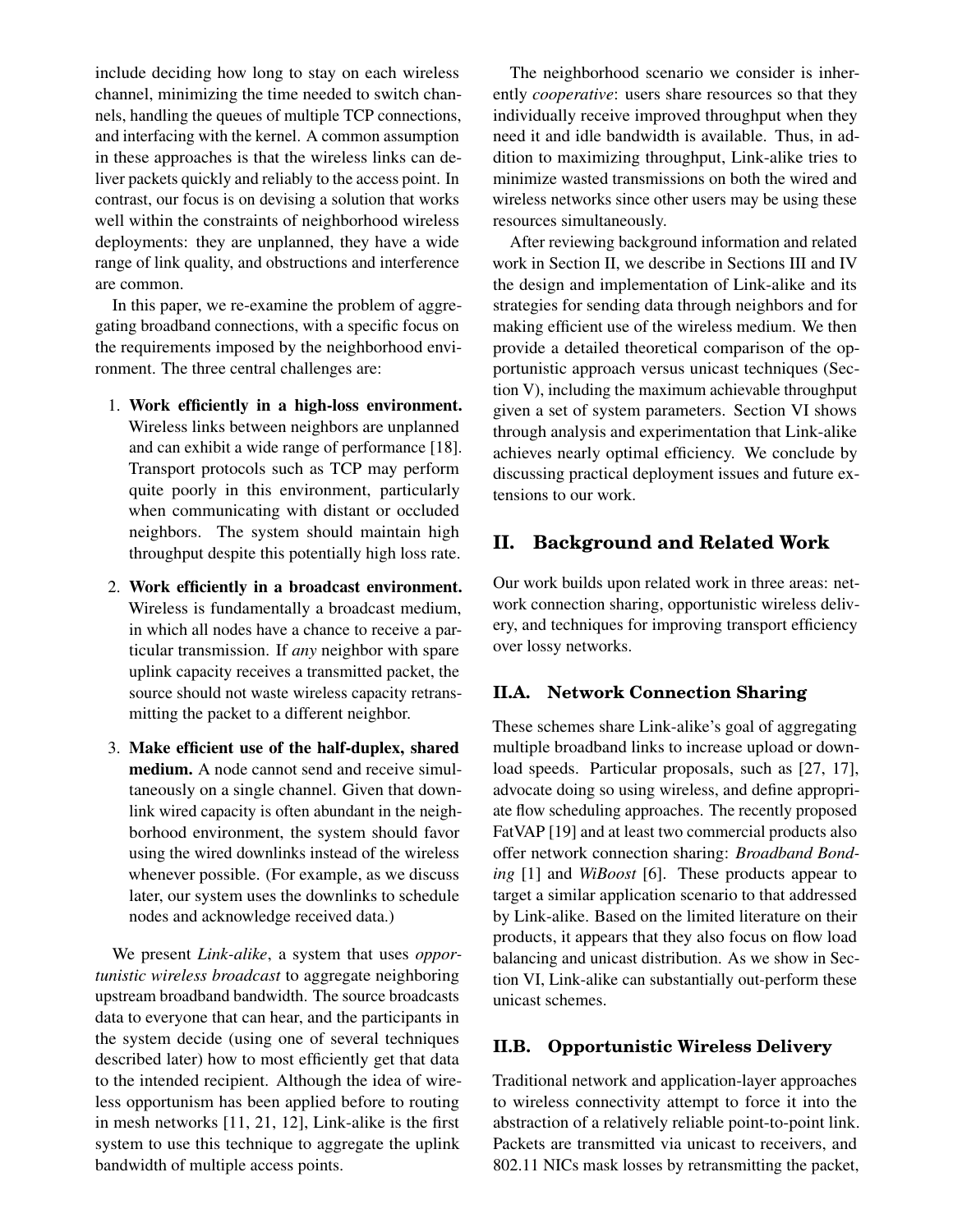include deciding how long to stay on each wireless channel, minimizing the time needed to switch channels, handling the queues of multiple TCP connections, and interfacing with the kernel. A common assumption in these approaches is that the wireless links can deliver packets quickly and reliably to the access point. In contrast, our focus is on devising a solution that works well within the constraints of neighborhood wireless deployments: they are unplanned, they have a wide range of link quality, and obstructions and interference are common.

In this paper, we re-examine the problem of aggregating broadband connections, with a specific focus on the requirements imposed by the neighborhood environment. The three central challenges are:

1. **Work efficiently in a high-loss environment.** Wireless links between neighbors are unplanned and can exhibit a wide range of performance [18]. Transport protocols such as TCP may perform quite poorly in this environment, particularly when communicating with distant or occluded neighbors. The system should maintain high throughput despite this potentially high loss rate.

2. **Work efficiently in a broadcast environment.** Wireless is fundamentally a broadcast medium, in which all nodes have a chance to receive a particular transmission. If *any* neighbor with spare uplink capacity receives a transmitted packet, the source should not waste wireless capacity retransmitting the packet to a different neighbor.

3. **Make efficient use of the half-duplex, shared medium.** A node cannot send and receive simultaneously on a single channel. Given that downlink wired capacity is often abundant in the neighborhood environment, the system should favor using the wired downlinks instead of the wireless whenever possible. (For example, as we discuss later, our system uses the downlinks to schedule nodes and acknowledge received data.)

We present *Link-alike*, a system that uses *opportunistic wireless broadcast* to aggregate neighboring upstream broadband bandwidth. The source broadcasts data to everyone that can hear, and the participants in the system decide (using one of several techniques described later) how to most efficiently get that data to the intended recipient. Although the idea of wireless opportunism has been applied before to routing in mesh networks [11, 21, 12], Link-alike is the first system to use this technique to aggregate the uplink bandwidth of multiple access points.

The neighborhood scenario we consider is inherently *cooperative*: users share resources so that they individually receive improved throughput when they need it and idle bandwidth is available. Thus, in addition to maximizing throughput, Link-alike tries to minimize wasted transmissions on both the wired and wireless networks since other users may be using these resources simultaneously.

After reviewing background information and related work in Section II, we describe in Sections III and IV the design and implementation of Link-alike and its strategies for sending data through neighbors and for making efficient use of the wireless medium. We then provide a detailed theoretical comparison of the opportunistic approach versus unicast techniques (Section V), including the maximum achievable throughput given a set of system parameters. Section VI shows through analysis and experimentation that Link-alike achieves nearly optimal efficiency. We conclude by discussing practical deployment issues and future extensions to our work.

## II. Background and Related Work

Our work builds upon related work in three areas: network connection sharing, opportunistic wireless delivery, and techniques for improving transport efficiency over lossy networks.

### II.A. Network Connection Sharing

These schemes share Link-alike's goal of aggregating multiple broadband links to increase upload or download speeds. Particular proposals, such as [27, 17], advocate doing so using wireless, and define appropriate flow scheduling approaches. The recently proposed FatVAP [19] and at least two commercial products also offer network connection sharing: *Broadband Bonding* [1] and *WiBoost* [6]. These products appear to target a similar application scenario to that addressed by Link-alike. Based on the limited literature on their products, it appears that they also focus on flow load balancing and unicast distribution. As we show in Section VI, Link-alike can substantially out-perform these unicast schemes.

### II.B. Opportunistic Wireless Delivery

Traditional network and application-layer approaches to wireless connectivity attempt to force it into the abstraction of a relatively reliable point-to-point link. Packets are transmitted via unicast to receivers, and 802.11 NICs mask losses by retransmitting the packet,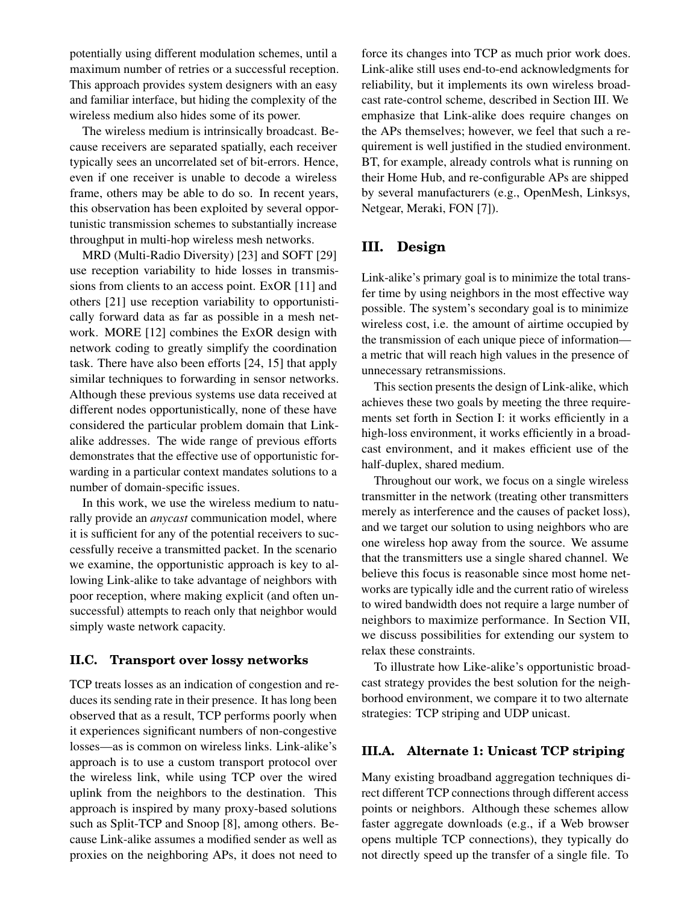potentially using different modulation schemes, until a maximum number of retries or a successful reception. This approach provides system designers with an easy and familiar interface, but hiding the complexity of the wireless medium also hides some of its power.

The wireless medium is intrinsically broadcast. Because receivers are separated spatially, each receiver typically sees an uncorrelated set of bit-errors. Hence, even if one receiver is unable to decode a wireless frame, others may be able to do so. In recent years, this observation has been exploited by several opportunistic transmission schemes to substantially increase throughput in multi-hop wireless mesh networks.

MRD (Multi-Radio Diversity) [23] and SOFT [29] use reception variability to hide losses in transmissions from clients to an access point. ExOR [11] and others [21] use reception variability to opportunistically forward data as far as possible in a mesh network. MORE [12] combines the ExOR design with network coding to greatly simplify the coordination task. There have also been efforts [24, 15] that apply similar techniques to forwarding in sensor networks. Although these previous systems use data received at different nodes opportunistically, none of these have considered the particular problem domain that Link-alike addresses. The wide range of previous efforts demonstrates that the effective use of opportunistic forwarding in a particular context mandates solutions to a number of domain-specific issues.

In this work, we use the wireless medium to naturally provide an *anycast* communication model, where it is sufficient for any of the potential receivers to successfully receive a transmitted packet. In the scenario we examine, the opportunistic approach is key to allowing Link-alike to take advantage of neighbors with poor reception, where making explicit (and often unsuccessful) attempts to reach only that neighbor would simply waste network capacity.

### II.C. Transport over lossy networks

TCP treats losses as an indication of congestion and reduces its sending rate in their presence. It has long been observed that as a result, TCP performs poorly when it experiences significant numbers of non-congestive losses—as is common on wireless links. Link-alike's approach is to use a custom transport protocol over the wireless link, while using TCP over the wired uplink from the neighbors to the destination. This approach is inspired by many proxy-based solutions such as Split-TCP and Snoop [8], among others. Because Link-alike assumes a modified sender as well as proxies on the neighboring APs, it does not need to force its changes into TCP as much prior work does. Link-alike still uses end-to-end acknowledgments for reliability, but it implements its own wireless broadcast rate-control scheme, described in Section III. We emphasize that Link-alike does require changes on the APs themselves; however, we feel that such a requirement is well justified in the studied environment. BT, for example, already controls what is running on their Home Hub, and re-configurable APs are shipped by several manufacturers (e.g., OpenMesh, Linksys, Netgear, Meraki, FON [7]).

## III. Design

Link-alike's primary goal is to minimize the total transfer time by using neighbors in the most effective way possible. The system's secondary goal is to minimize wireless cost, i.e. the amount of airtime occupied by the transmission of each unique piece of information—a metric that will reach high values in the presence of unnecessary retransmissions.

This section presents the design of Link-alike, which achieves these two goals by meeting the three requirements set forth in Section I: it works efficiently in a high-loss environment, it works efficiently in a broadcast environment, and it makes efficient use of the half-duplex, shared medium.

Throughout our work, we focus on a single wireless transmitter in the network (treating other transmitters merely as interference and the causes of packet loss), and we target our solution to using neighbors who are one wireless hop away from the source. We assume that the transmitters use a single shared channel. We believe this focus is reasonable since most home networks are typically idle and the current ratio of wireless to wired bandwidth does not require a large number of neighbors to maximize performance. In Section VII, we discuss possibilities for extending our system to relax these constraints.

To illustrate how Like-alike's opportunistic broadcast strategy provides the best solution for the neighborhood environment, we compare it to two alternate strategies: TCP striping and UDP unicast.

### III.A. Alternate 1: Unicast TCP striping

Many existing broadband aggregation techniques direct different TCP connections through different access points or neighbors. Although these schemes allow faster aggregate downloads (e.g., if a Web browser opens multiple TCP connections), they typically do not directly speed up the transfer of a single file. To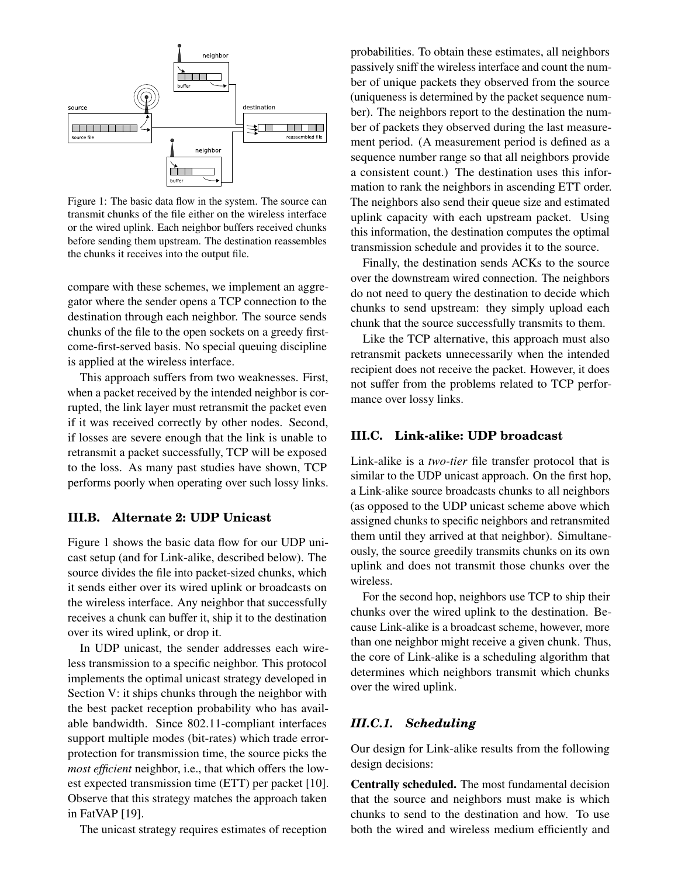Figure 1: The basic data flow in the system. The source can transmit chunks of the file either on the wireless interface or the wired uplink. Each neighbor buffers received chunks before sending them upstream. The destination reassembles the chunks it receives into the output file.

compare with these schemes, we implement an aggregator where the sender opens a TCP connection to the destination through each neighbor. The source sends chunks of the file to the open sockets on a greedy first-come-first-served basis. No special queuing discipline is applied at the wireless interface.

This approach suffers from two weaknesses. First, when a packet received by the intended neighbor is corrupted, the link layer must retransmit the packet even if it was received correctly by other nodes. Second, if losses are severe enough that the link is unable to retransmit a packet successfully, TCP will be exposed to the loss. As many past studies have shown, TCP performs poorly when operating over such lossy links.

### III.B. Alternate 2: UDP Unicast

Figure 1 shows the basic data flow for our UDP unicast setup (and for Link-alike, described below). The source divides the file into packet-sized chunks, which it sends either over its wired uplink or broadcasts on the wireless interface. Any neighbor that successfully receives a chunk can buffer it, ship it to the destination over its wired uplink, or drop it.

In UDP unicast, the sender addresses each wireless transmission to a specific neighbor. This protocol implements the optimal unicast strategy developed in Section V: it ships chunks through the neighbor with the best packet reception probability who has available bandwidth. Since 802.11-compliant interfaces support multiple modes (bit-rates) which trade error-protection for transmission time, the source picks the *most efficient* neighbor, i.e., that which offers the lowest expected transmission time (ETT) per packet [10]. Observe that this strategy matches the approach taken in FatVAP [19].

The unicast strategy requires estimates of reception probabilities. To obtain these estimates, all neighbors passively sniff the wireless interface and count the number of unique packets they observed from the source (uniqueness is determined by the packet sequence number). The neighbors report to the destination the number of packets they observed during the last measurement period. (A measurement period is defined as a sequence number range so that all neighbors provide a consistent count.) The destination uses this information to rank the neighbors in ascending ETT order. The neighbors also send their queue size and estimated uplink capacity with each upstream packet. Using this information, the destination computes the optimal transmission schedule and provides it to the source.

Finally, the destination sends ACKs to the source over the downstream wired connection. The neighbors do not need to query the destination to decide which chunks to send upstream: they simply upload each chunk that the source successfully transmits to them.

Like the TCP alternative, this approach must also retransmit packets unnecessarily when the intended recipient does not receive the packet. However, it does not suffer from the problems related to TCP performance over lossy links.

### III.C. Link-alike: UDP broadcast

Link-alike is a *two-tier* file transfer protocol that is similar to the UDP unicast approach. On the first hop, a Link-alike source broadcasts chunks to all neighbors (as opposed to the UDP unicast scheme above which assigned chunks to specific neighbors and retransmited them until they arrived at that neighbor). Simultaneously, the source greedily transmits chunks on its own uplink and does not transmit those chunks over the wireless.

For the second hop, neighbors use TCP to ship their chunks over the wired uplink to the destination. Because Link-alike is a broadcast scheme, however, more than one neighbor might receive a given chunk. Thus, the core of Link-alike is a scheduling algorithm that determines which neighbors transmit which chunks over the wired uplink.

#### *III.C.1. Scheduling*

Our design for Link-alike results from the following design decisions:

**Centrally scheduled.** The most fundamental decision that the source and neighbors must make is which chunks to send to the destination and how. To use both the wired and wireless medium efficiently and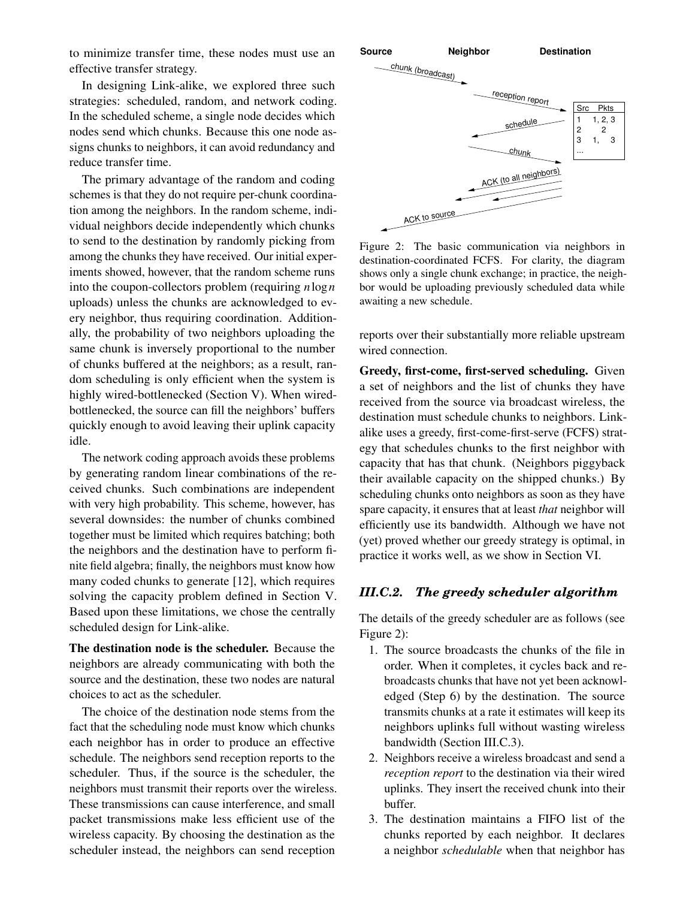to minimize transfer time, these nodes must use an effective transfer strategy.

In designing Link-alike, we explored three such strategies: scheduled, random, and network coding. In the scheduled scheme, a single node decides which nodes send which chunks. Because this one node assigns chunks to neighbors, it can avoid redundancy and reduce transfer time.

The primary advantage of the random and coding schemes is that they do not require per-chunk coordination among the neighbors. In the random scheme, individual neighbors decide independently which chunks to send to the destination by randomly picking from among the chunks they have received. Our initial experiments showed, however, that the random scheme runs into the coupon-collectors problem (requiring $n \log n$ uploads) unless the chunks are acknowledged to every neighbor, thus requiring coordination. Additionally, the probability of two neighbors uploading the same chunk is inversely proportional to the number of chunks buffered at the neighbors; as a result, random scheduling is only efficient when the system is highly wired-bottlenecked (Section V). When wired-bottlenecked, the source can fill the neighbors' buffers quickly enough to avoid leaving their uplink capacity idle.

The network coding approach avoids these problems by generating random linear combinations of the received chunks. Such combinations are independent with very high probability. This scheme, however, has several downsides: the number of chunks combined together must be limited which requires batching; both the neighbors and the destination have to perform finite field algebra; finally, the neighbors must know how many coded chunks to generate [12], which requires solving the capacity problem defined in Section V. Based upon these limitations, we chose the centrally scheduled design for Link-alike.

**The destination node is the scheduler.** Because the neighbors are already communicating with both the source and the destination, these two nodes are natural choices to act as the scheduler.

The choice of the destination node stems from the fact that the scheduling node must know which chunks each neighbor has in order to produce an effective schedule. The neighbors send reception reports to the scheduler. Thus, if the source is the scheduler, the neighbors must transmit their reports over the wireless. These transmissions can cause interference, and small packet transmissions make less efficient use of the wireless capacity. By choosing the destination as the scheduler instead, the neighbors can send reception reports over their substantially more reliable upstream wired connection.

Figure 2: The basic communication via neighbors in destination-coordinated FCFS. For clarity, the diagram shows only a single chunk exchange; in practice, the neighbor would be uploading previously scheduled data while awaiting a new schedule.

**Greedy, first-come, first-served scheduling.** Given a set of neighbors and the list of chunks they have received from the source via broadcast wireless, the destination must schedule chunks to neighbors. Link-alike uses a greedy, first-come-first-serve (FCFS) strategy that schedules chunks to the first neighbor with capacity that has that chunk. (Neighbors piggyback their available capacity on the shipped chunks.) By scheduling chunks onto neighbors as soon as they have spare capacity, it ensures that at least *that* neighbor will efficiently use its bandwidth. Although we have not (yet) proved whether our greedy strategy is optimal, in practice it works well, as we show in Section VI.

### III.C.2. The greedy scheduler algorithm

The details of the greedy scheduler are as follows (see Figure 2):

1. The source broadcasts the chunks of the file in order. When it completes, it cycles back and re-broadcasts chunks that have not yet been acknowledged (Step 6) by the destination. The source transmits chunks at a rate it estimates will keep its neighbors uplinks full without wasting wireless bandwidth (Section III.C.3).
2. Neighbors receive a wireless broadcast and send a *reception report* to the destination via their wired uplinks. They insert the received chunk into their buffer.
3. The destination maintains a FIFO list of the chunks reported by each neighbor. It declares a neighbor *schedulable* when that neighbor has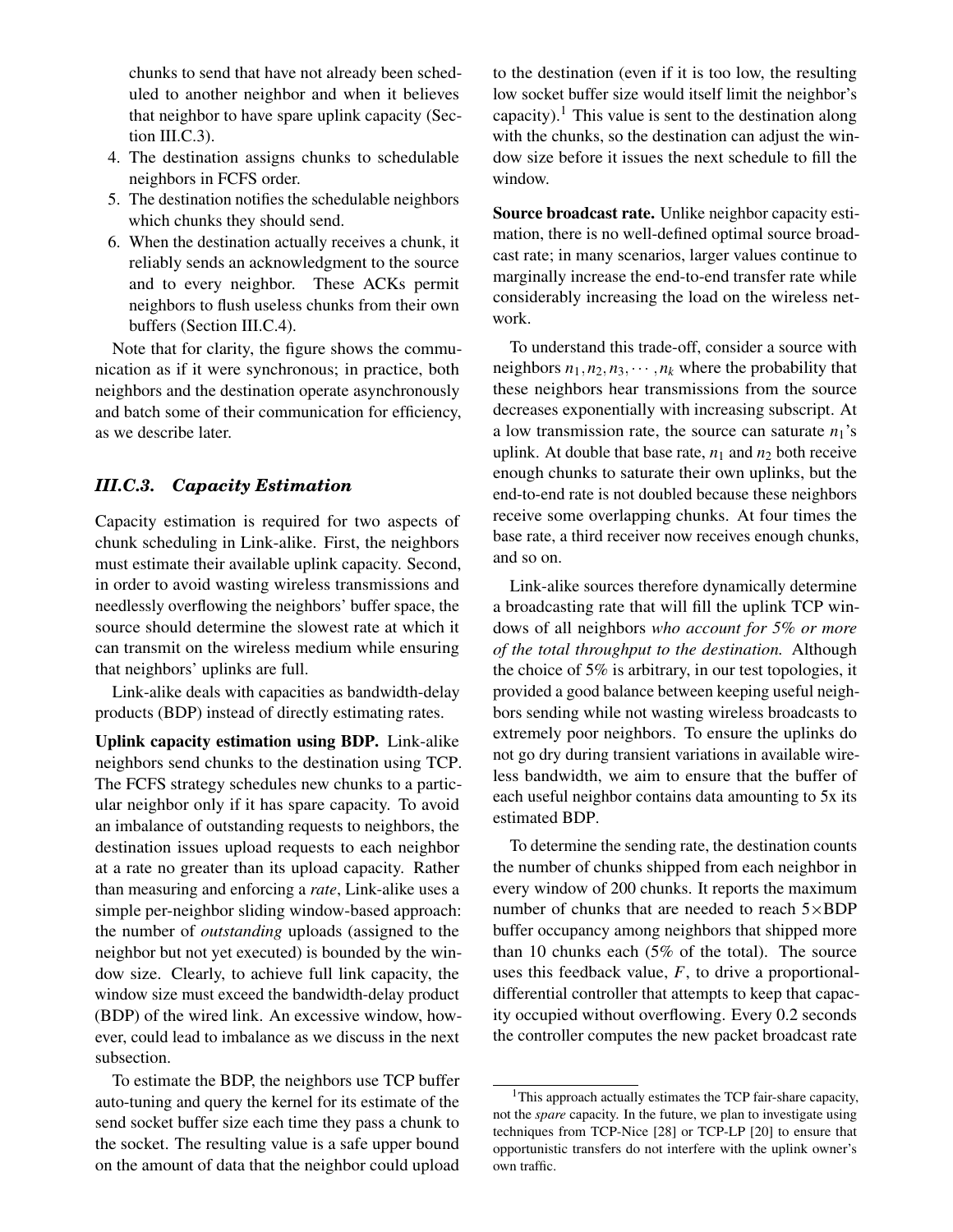chunks to send that have not already been scheduled to another neighbor and when it believes that neighbor to have spare uplink capacity (Section III.C.3).

4. The destination assigns chunks to schedulable neighbors in FCFS order.
5. The destination notifies the schedulable neighbors which chunks they should send.
6. When the destination actually receives a chunk, it reliably sends an acknowledgment to the source and to every neighbor. These ACKs permit neighbors to flush useless chunks from their own buffers (Section III.C.4).

Note that for clarity, the figure shows the communication as if it were synchronous; in practice, both neighbors and the destination operate asynchronously and batch some of their communication for efficiency, as we describe later.

### *III.C.3. Capacity Estimation*

Capacity estimation is required for two aspects of chunk scheduling in Link-alike. First, the neighbors must estimate their available uplink capacity. Second, in order to avoid wasting wireless transmissions and needlessly overflowing the neighbors' buffer space, the source should determine the slowest rate at which it can transmit on the wireless medium while ensuring that neighbors' uplinks are full.

Link-alike deals with capacities as bandwidth-delay products (BDP) instead of directly estimating rates.

**Uplink capacity estimation using BDP.** Link-alike neighbors send chunks to the destination using TCP. The FCFS strategy schedules new chunks to a particular neighbor only if it has spare capacity. To avoid an imbalance of outstanding requests to neighbors, the destination issues upload requests to each neighbor at a rate no greater than its upload capacity. Rather than measuring and enforcing a *rate*, Link-alike uses a simple per-neighbor sliding window-based approach: the number of *outstanding* uploads (assigned to the neighbor but not yet executed) is bounded by the window size. Clearly, to achieve full link capacity, the window size must exceed the bandwidth-delay product (BDP) of the wired link. An excessive window, however, could lead to imbalance as we discuss in the next subsection.

To estimate the BDP, the neighbors use TCP buffer auto-tuning and query the kernel for its estimate of the send socket buffer size each time they pass a chunk to the socket. The resulting value is a safe upper bound on the amount of data that the neighbor could upload to the destination (even if it is too low, the resulting low socket buffer size would itself limit the neighbor's capacity).[1] This value is sent to the destination along with the chunks, so the destination can adjust the window size before it issues the next schedule to fill the window.

**Source broadcast rate.** Unlike neighbor capacity estimation, there is no well-defined optimal source broadcast rate; in many scenarios, larger values continue to marginally increase the end-to-end transfer rate while considerably increasing the load on the wireless network.

To understand this trade-off, consider a source with neighbors $n_1, n_2, n_3, \cdots, n_k$ where the probability that these neighbors hear transmissions from the source decreases exponentially with increasing subscript. At a low transmission rate, the source can saturate $n_1$'s uplink. At double that base rate, $n_1$ and $n_2$ both receive enough chunks to saturate their own uplinks, but the end-to-end rate is not doubled because these neighbors receive some overlapping chunks. At four times the base rate, a third receiver now receives enough chunks, and so on.

Link-alike sources therefore dynamically determine a broadcasting rate that will fill the uplink TCP windows of all neighbors *who account for 5% or more of the total throughput to the destination.* Although the choice of 5% is arbitrary, in our test topologies, it provided a good balance between keeping useful neighbors sending while not wasting wireless broadcasts to extremely poor neighbors. To ensure the uplinks do not go dry during transient variations in available wireless bandwidth, we aim to ensure that the buffer of each useful neighbor contains data amounting to 5x its estimated BDP.

To determine the sending rate, the destination counts the number of chunks shipped from each neighbor in every window of 200 chunks. It reports the maximum number of chunks that are needed to reach 5×BDP buffer occupancy among neighbors that shipped more than 10 chunks each (5% of the total). The source uses this feedback value, $F$, to drive a proportional-differential controller that attempts to keep that capacity occupied without overflowing. Every 0.2 seconds the controller computes the new packet broadcast rate

[1] This approach actually estimates the TCP fair-share capacity, not the *spare* capacity. In the future, we plan to investigate using techniques from TCP-Nice [28] or TCP-LP [20] to ensure that opportunistic transfers do not interfere with the uplink owner's own traffic.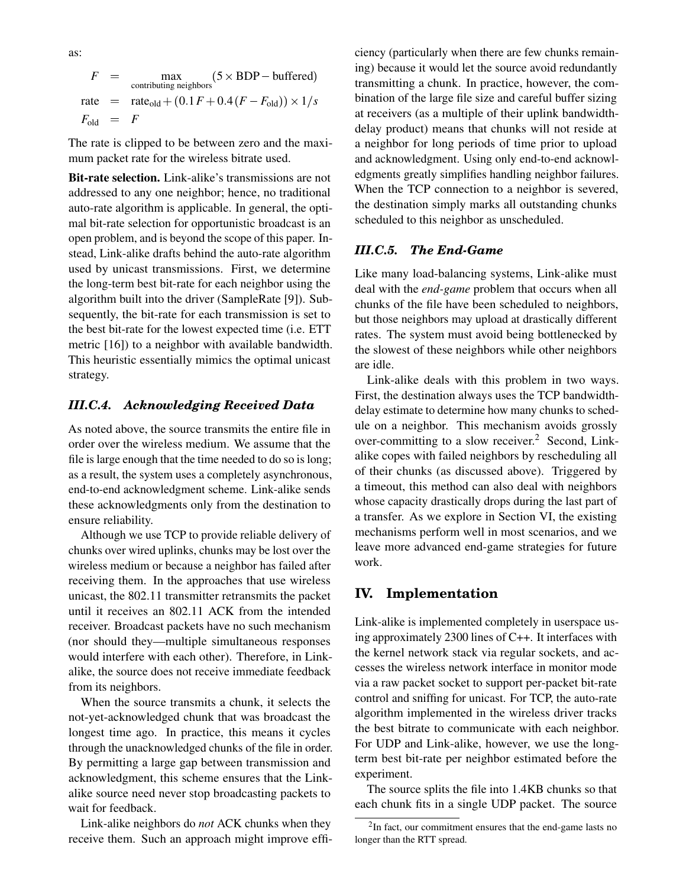as:

$$
\begin{aligned}
F &= \max_{\text{contributing neighbors}} (5 \times \text{BDP} - \text{buffered}) \\
\text{rate} &= \text{rate}_{\text{old}} + (0.1\,F + 0.4\,(F - F_{\text{old}})) \times 1/s \\
F_{\text{old}} &= F
\end{aligned}
$$

The rate is clipped to be between zero and the maximum packet rate for the wireless bitrate used.

**Bit-rate selection.** Link-alike's transmissions are not addressed to any one neighbor; hence, no traditional auto-rate algorithm is applicable. In general, the optimal bit-rate selection for opportunistic broadcast is an open problem, and is beyond the scope of this paper. Instead, Link-alike drafts behind the auto-rate algorithm used by unicast transmissions. First, we determine the long-term best bit-rate for each neighbor using the algorithm built into the driver (SampleRate [9]). Subsequently, the bit-rate for each transmission is set to the best bit-rate for the lowest expected time (i.e. ETT metric [16]) to a neighbor with available bandwidth. This heuristic essentially mimics the optimal unicast strategy.

### III.C.4. Acknowledging Received Data

As noted above, the source transmits the entire file in order over the wireless medium. We assume that the file is large enough that the time needed to do so is long; as a result, the system uses a completely asynchronous, end-to-end acknowledgment scheme. Link-alike sends these acknowledgments only from the destination to ensure reliability.

Although we use TCP to provide reliable delivery of chunks over wired uplinks, chunks may be lost over the wireless medium or because a neighbor has failed after receiving them. In the approaches that use wireless unicast, the 802.11 transmitter retransmits the packet until it receives an 802.11 ACK from the intended receiver. Broadcast packets have no such mechanism (nor should they—multiple simultaneous responses would interfere with each other). Therefore, in Link-alike, the source does not receive immediate feedback from its neighbors.

When the source transmits a chunk, it selects the not-yet-acknowledged chunk that was broadcast the longest time ago. In practice, this means it cycles through the unacknowledged chunks of the file in order. By permitting a large gap between transmission and acknowledgment, this scheme ensures that the Link-alike source need never stop broadcasting packets to wait for feedback.

Link-alike neighbors do *not* ACK chunks when they receive them. Such an approach might improve efficiency (particularly when there are few chunks remaining) because it would let the source avoid redundantly transmitting a chunk. In practice, however, the combination of the large file size and careful buffer sizing at receivers (as a multiple of their uplink bandwidth-delay product) means that chunks will not reside at a neighbor for long periods of time prior to upload and acknowledgment. Using only end-to-end acknowledgments greatly simplifies handling neighbor failures. When the TCP connection to a neighbor is severed, the destination simply marks all outstanding chunks scheduled to this neighbor as unscheduled.

### III.C.5. The End-Game

Like many load-balancing systems, Link-alike must deal with the *end-game* problem that occurs when all chunks of the file have been scheduled to neighbors, but those neighbors may upload at drastically different rates. The system must avoid being bottlenecked by the slowest of these neighbors while other neighbors are idle.

Link-alike deals with this problem in two ways. First, the destination always uses the TCP bandwidth-delay estimate to determine how many chunks to schedule on a neighbor. This mechanism avoids grossly over-committing to a slow receiver.[2] Second, Link-alike copes with failed neighbors by rescheduling all of their chunks (as discussed above). Triggered by a timeout, this method can also deal with neighbors whose capacity drastically drops during the last part of a transfer. As we explore in Section VI, the existing mechanisms perform well in most scenarios, and we leave more advanced end-game strategies for future work.

## IV. Implementation

Link-alike is implemented completely in userspace using approximately 2300 lines of C++. It interfaces with the kernel network stack via regular sockets, and accesses the wireless network interface in monitor mode via a raw packet socket to support per-packet bit-rate control and sniffing for unicast. For TCP, the auto-rate algorithm implemented in the wireless driver tracks the best bitrate to communicate with each neighbor. For UDP and Link-alike, however, we use the long-term best bit-rate per neighbor estimated before the experiment.

The source splits the file into 1.4KB chunks so that each chunk fits in a single UDP packet. The source

[2] In fact, our commitment ensures that the end-game lasts no longer than the RTT spread.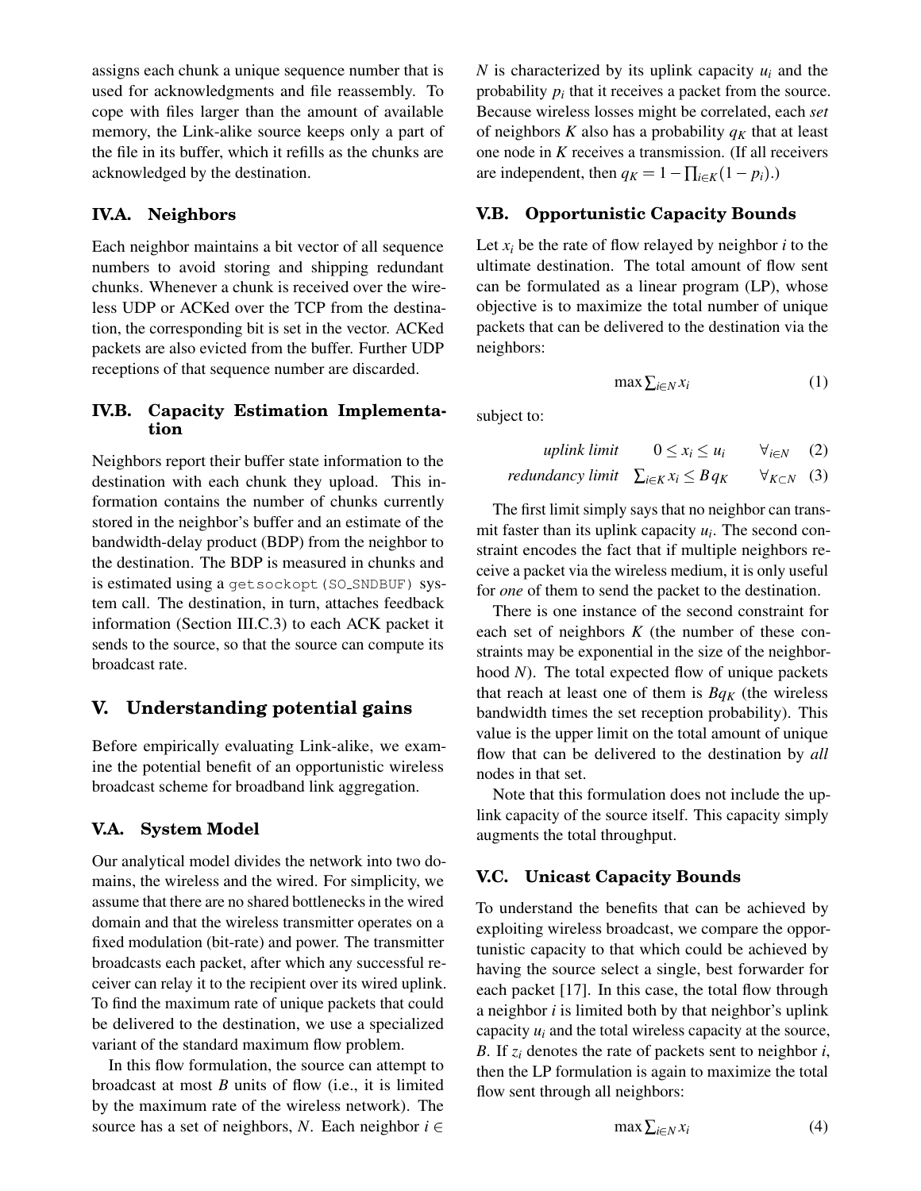assigns each chunk a unique sequence number that is used for acknowledgments and file reassembly. To cope with files larger than the amount of available memory, the Link-alike source keeps only a part of the file in its buffer, which it refills as the chunks are acknowledged by the destination.

### IV.A. Neighbors

Each neighbor maintains a bit vector of all sequence numbers to avoid storing and shipping redundant chunks. Whenever a chunk is received over the wireless UDP or ACKed over the TCP from the destination, the corresponding bit is set in the vector. ACKed packets are also evicted from the buffer. Further UDP receptions of that sequence number are discarded.

### IV.B. Capacity Estimation Implementation

Neighbors report their buffer state information to the destination with each chunk they upload. This information contains the number of chunks currently stored in the neighbor's buffer and an estimate of the bandwidth-delay product (BDP) from the neighbor to the destination. The BDP is measured in chunks and is estimated using a `getsockopt(SO_SNDBUF)` system call. The destination, in turn, attaches feedback information (Section III.C.3) to each ACK packet it sends to the source, so that the source can compute its broadcast rate.

## V. Understanding potential gains

Before empirically evaluating Link-alike, we examine the potential benefit of an opportunistic wireless broadcast scheme for broadband link aggregation.

### V.A. System Model

Our analytical model divides the network into two domains, the wireless and the wired. For simplicity, we assume that there are no shared bottlenecks in the wired domain and that the wireless transmitter operates on a fixed modulation (bit-rate) and power. The transmitter broadcasts each packet, after which any successful receiver can relay it to the recipient over its wired uplink. To find the maximum rate of unique packets that could be delivered to the destination, we use a specialized variant of the standard maximum flow problem.

In this flow formulation, the source can attempt to broadcast at most $B$ units of flow (i.e., it is limited by the maximum rate of the wireless network). The source has a set of neighbors, $N$. Each neighbor $i \in N$ is characterized by its uplink capacity $u_i$ and the probability $p_i$ that it receives a packet from the source. Because wireless losses might be correlated, each *set* of neighbors $K$ also has a probability $q_K$ that at least one node in $K$ receives a transmission. (If all receivers are independent, then $q_K = 1 - \prod_{i \in K}(1 - p_i)$.)

### V.B. Opportunistic Capacity Bounds

Let $x_i$ be the rate of flow relayed by neighbor $i$ to the ultimate destination. The total amount of flow sent can be formulated as a linear program (LP), whose objective is to maximize the total number of unique packets that can be delivered to the destination via the neighbors:

$$\max \sum_{i \in N} x_i \qquad (1)$$

subject to:

$$\textit{uplink limit} \qquad 0 \le x_i \le u_i \qquad \forall_{i \in N} \quad (2)$$

$$\textit{redundancy limit} \quad \sum_{i \in K} x_i \le B q_K \qquad \forall_{K \subset N} \quad (3)$$

The first limit simply says that no neighbor can transmit faster than its uplink capacity $u_i$. The second constraint encodes the fact that if multiple neighbors receive a packet via the wireless medium, it is only useful for *one* of them to send the packet to the destination.

There is one instance of the second constraint for each set of neighbors $K$ (the number of these constraints may be exponential in the size of the neighborhood $N$). The total expected flow of unique packets that reach at least one of them is $Bq_K$ (the wireless bandwidth times the set reception probability). This value is the upper limit on the total amount of unique flow that can be delivered to the destination by *all* nodes in that set.

Note that this formulation does not include the uplink capacity of the source itself. This capacity simply augments the total throughput.

### V.C. Unicast Capacity Bounds

To understand the benefits that can be achieved by exploiting wireless broadcast, we compare the opportunistic capacity to that which could be achieved by having the source select a single, best forwarder for each packet [17]. In this case, the total flow through a neighbor $i$ is limited both by that neighbor's uplink capacity $u_i$ and the total wireless capacity at the source, $B$. If $z_i$ denotes the rate of packets sent to neighbor $i$, then the LP formulation is again to maximize the total flow sent through all neighbors:

$$\max \sum_{i \in N} x_i \qquad (4)$$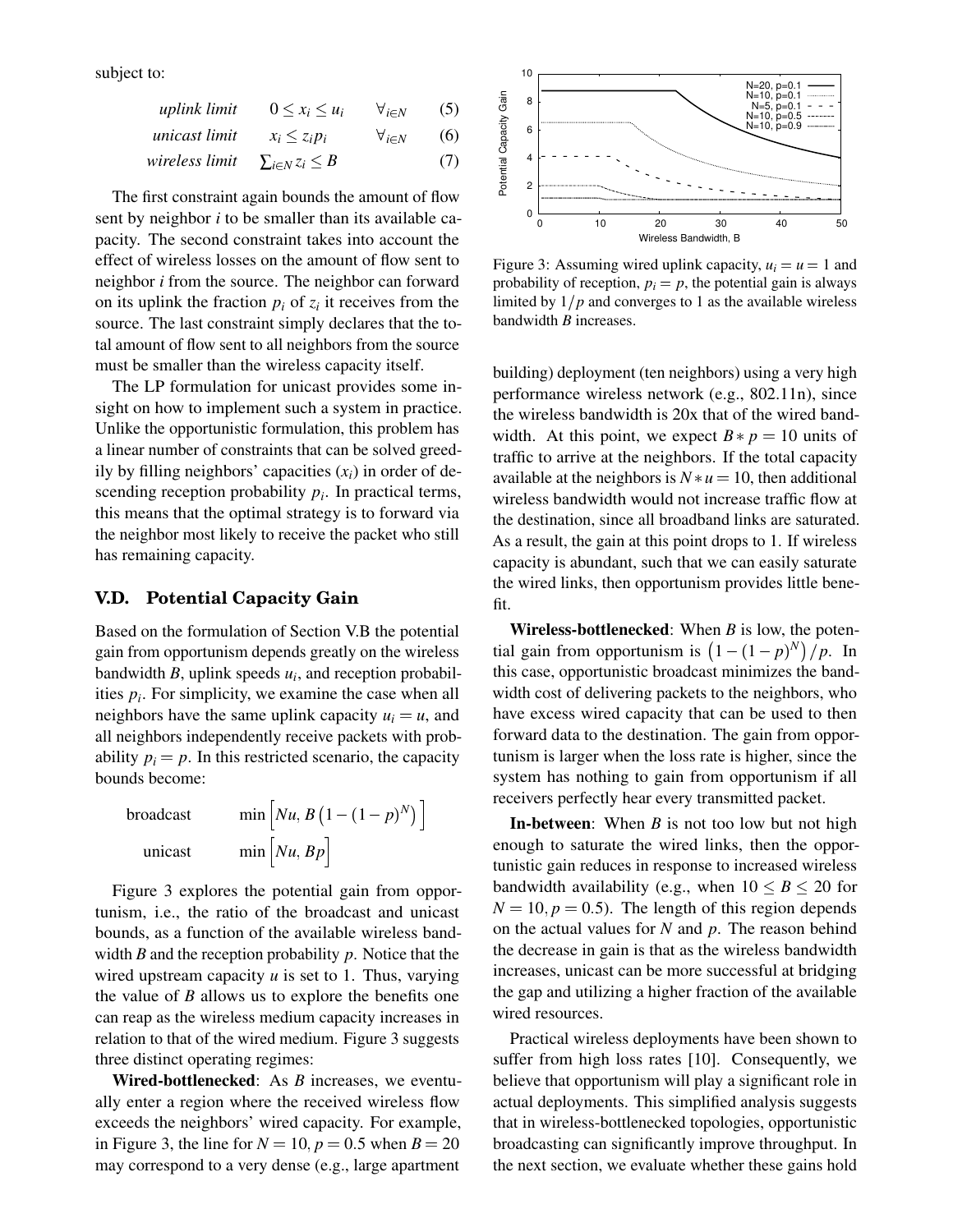subject to:

$$\begin{array}{lll} \textit{uplink limit} & 0 \le x_i \le u_i & \forall_{i \in N} \quad (5) \\ \textit{unicast limit} & x_i \le z_i p_i & \forall_{i \in N} \quad (6) \\ \textit{wireless limit} & \sum_{i \in N} z_i \le B & \quad (7) \end{array}$$

The first constraint again bounds the amount of flow sent by neighbor $i$ to be smaller than its available capacity. The second constraint takes into account the effect of wireless losses on the amount of flow sent to neighbor $i$ from the source. The neighbor can forward on its uplink the fraction $p_i$ of $z_i$ it receives from the source. The last constraint simply declares that the total amount of flow sent to all neighbors from the source must be smaller than the wireless capacity itself.

The LP formulation for unicast provides some insight on how to implement such a system in practice. Unlike the opportunistic formulation, this problem has a linear number of constraints that can be solved greedily by filling neighbors' capacities ($x_i$) in order of descending reception probability $p_i$. In practical terms, this means that the optimal strategy is to forward via the neighbor most likely to receive the packet who still has remaining capacity.

## V.D. Potential Capacity Gain

Based on the formulation of Section V.B the potential gain from opportunism depends greatly on the wireless bandwidth $B$, uplink speeds $u_i$, and reception probabilities $p_i$. For simplicity, we examine the case when all neighbors have the same uplink capacity $u_i = u$, and all neighbors independently receive packets with probability $p_i = p$. In this restricted scenario, the capacity bounds become:

$$\text{broadcast} \quad \min\left[Nu,\, B\left(1-(1-p)^N\right)\right]$$

$$\text{unicast} \quad \min\left[Nu,\, Bp\right]$$

Figure 3 explores the potential gain from opportunism, i.e., the ratio of the broadcast and unicast bounds, as a function of the available wireless bandwidth $B$ and the reception probability $p$. Notice that the wired upstream capacity $u$ is set to 1. Thus, varying the value of $B$ allows us to explore the benefits one can reap as the wireless medium capacity increases in relation to that of the wired medium. Figure 3 suggests three distinct operating regimes:

Figure 3: Assuming wired uplink capacity, $u_i = u = 1$ and probability of reception, $p_i = p$, the potential gain is always limited by $1/p$ and converges to 1 as the available wireless bandwidth $B$ increases.

**Wired-bottlenecked**: As $B$ increases, we eventually enter a region where the received wireless flow exceeds the neighbors' wired capacity. For example, in Figure 3, the line for $N = 10, p = 0.5$ when $B = 20$ may correspond to a very dense (e.g., large apartment building) deployment (ten neighbors) using a very high performance wireless network (e.g., 802.11n), since the wireless bandwidth is 20x that of the wired bandwidth. At this point, we expect $B * p = 10$ units of traffic to arrive at the neighbors. If the total capacity available at the neighbors is $N * u = 10$, then additional wireless bandwidth would not increase traffic flow at the destination, since all broadband links are saturated. As a result, the gain at this point drops to 1. If wireless capacity is abundant, such that we can easily saturate the wired links, then opportunism provides little benefit.

**Wireless-bottlenecked**: When $B$ is low, the potential gain from opportunism is $\left(1-(1-p)^N\right)/p$. In this case, opportunistic broadcast minimizes the bandwidth cost of delivering packets to the neighbors, who have excess wired capacity that can be used to then forward data to the destination. The gain from opportunism is larger when the loss rate is higher, since the system has nothing to gain from opportunism if all receivers perfectly hear every transmitted packet.

**In-between**: When $B$ is not too low but not high enough to saturate the wired links, then the opportunistic gain reduces in response to increased wireless bandwidth availability (e.g., when $10 \le B \le 20$ for $N = 10, p = 0.5$). The length of this region depends on the actual values for $N$ and $p$. The reason behind the decrease in gain is that as the wireless bandwidth increases, unicast can be more successful at bridging the gap and utilizing a higher fraction of the available wired resources.

Practical wireless deployments have been shown to suffer from high loss rates [10]. Consequently, we believe that opportunism will play a significant role in actual deployments. This simplified analysis suggests that in wireless-bottlenecked topologies, opportunistic broadcasting can significantly improve throughput. In the next section, we evaluate whether these gains hold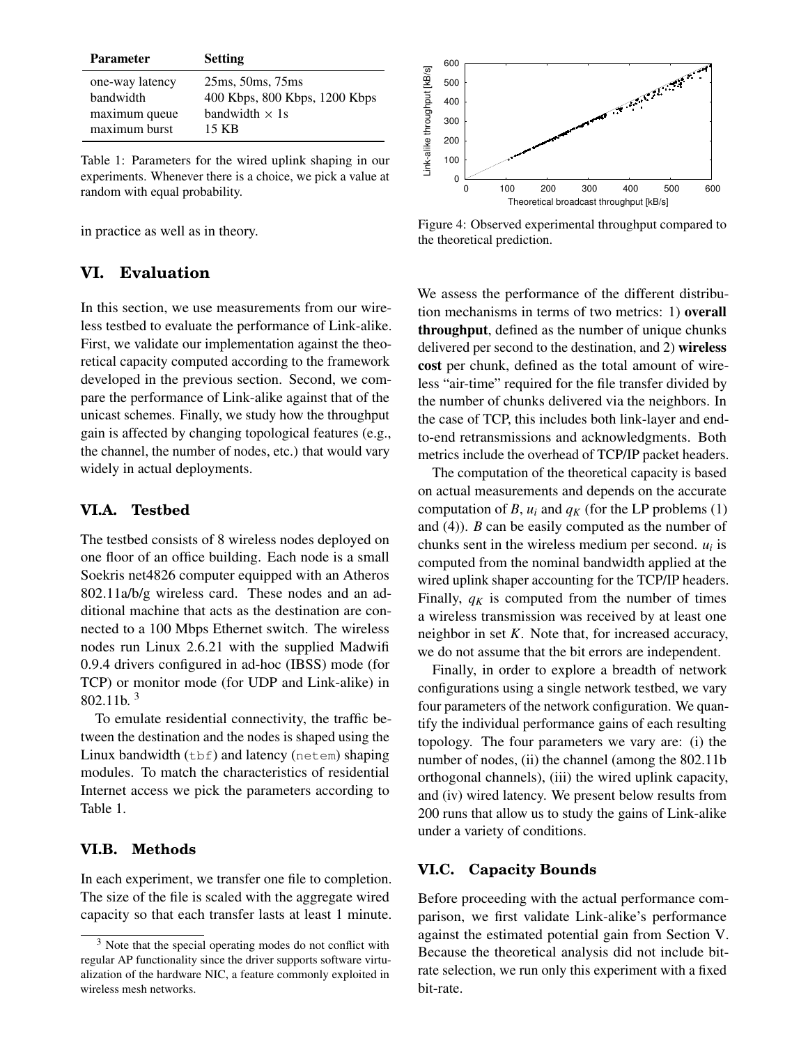| Parameter | Setting |
|---|---|
| one-way latency | 25ms, 50ms, 75ms |
| bandwidth | 400 Kbps, 800 Kbps, 1200 Kbps |
| maximum queue | bandwidth × 1s |
| maximum burst | 15 KB |

Table 1: Parameters for the wired uplink shaping in our experiments. Whenever there is a choice, we pick a value at random with equal probability.

in practice as well as in theory.

## VI. Evaluation

In this section, we use measurements from our wireless testbed to evaluate the performance of Link-alike. First, we validate our implementation against the theoretical capacity computed according to the framework developed in the previous section. Second, we compare the performance of Link-alike against that of the unicast schemes. Finally, we study how the throughput gain is affected by changing topological features (e.g., the channel, the number of nodes, etc.) that would vary widely in actual deployments.

### VI.A. Testbed

The testbed consists of 8 wireless nodes deployed on one floor of an office building. Each node is a small Soekris net4826 computer equipped with an Atheros 802.11a/b/g wireless card. These nodes and an additional machine that acts as the destination are connected to a 100 Mbps Ethernet switch. The wireless nodes run Linux 2.6.21 with the supplied Madwifi 0.9.4 drivers configured in ad-hoc (IBSS) mode (for TCP) or monitor mode (for UDP and Link-alike) in 802.11b. [3]

To emulate residential connectivity, the traffic between the destination and the nodes is shaped using the Linux bandwidth (`tbf`) and latency (`netem`) shaping modules. To match the characteristics of residential Internet access we pick the parameters according to Table 1.

### VI.B. Methods

In each experiment, we transfer one file to completion. The size of the file is scaled with the aggregate wired capacity so that each transfer lasts at least 1 minute.

[3] Note that the special operating modes do not conflict with regular AP functionality since the driver supports software virtualization of the hardware NIC, a feature commonly exploited in wireless mesh networks.

Figure 4: Observed experimental throughput compared to the theoretical prediction.

We assess the performance of the different distribution mechanisms in terms of two metrics: 1) **overall throughput**, defined as the number of unique chunks delivered per second to the destination, and 2) **wireless cost** per chunk, defined as the total amount of wireless "air-time" required for the file transfer divided by the number of chunks delivered via the neighbors. In the case of TCP, this includes both link-layer and end-to-end retransmissions and acknowledgments. Both metrics include the overhead of TCP/IP packet headers.

The computation of the theoretical capacity is based on actual measurements and depends on the accurate computation of $B$, $u_i$ and $q_K$ (for the LP problems (1) and (4)). $B$ can be easily computed as the number of chunks sent in the wireless medium per second. $u_i$ is computed from the nominal bandwidth applied at the wired uplink shaper accounting for the TCP/IP headers. Finally, $q_K$ is computed from the number of times a wireless transmission was received by at least one neighbor in set $K$. Note that, for increased accuracy, we do not assume that the bit errors are independent.

Finally, in order to explore a breadth of network configurations using a single network testbed, we vary four parameters of the network configuration. We quantify the individual performance gains of each resulting topology. The four parameters we vary are: (i) the number of nodes, (ii) the channel (among the 802.11b orthogonal channels), (iii) the wired uplink capacity, and (iv) wired latency. We present below results from 200 runs that allow us to study the gains of Link-alike under a variety of conditions.

### VI.C. Capacity Bounds

Before proceeding with the actual performance comparison, we first validate Link-alike's performance against the estimated potential gain from Section V. Because the theoretical analysis did not include bit-rate selection, we run only this experiment with a fixed bit-rate.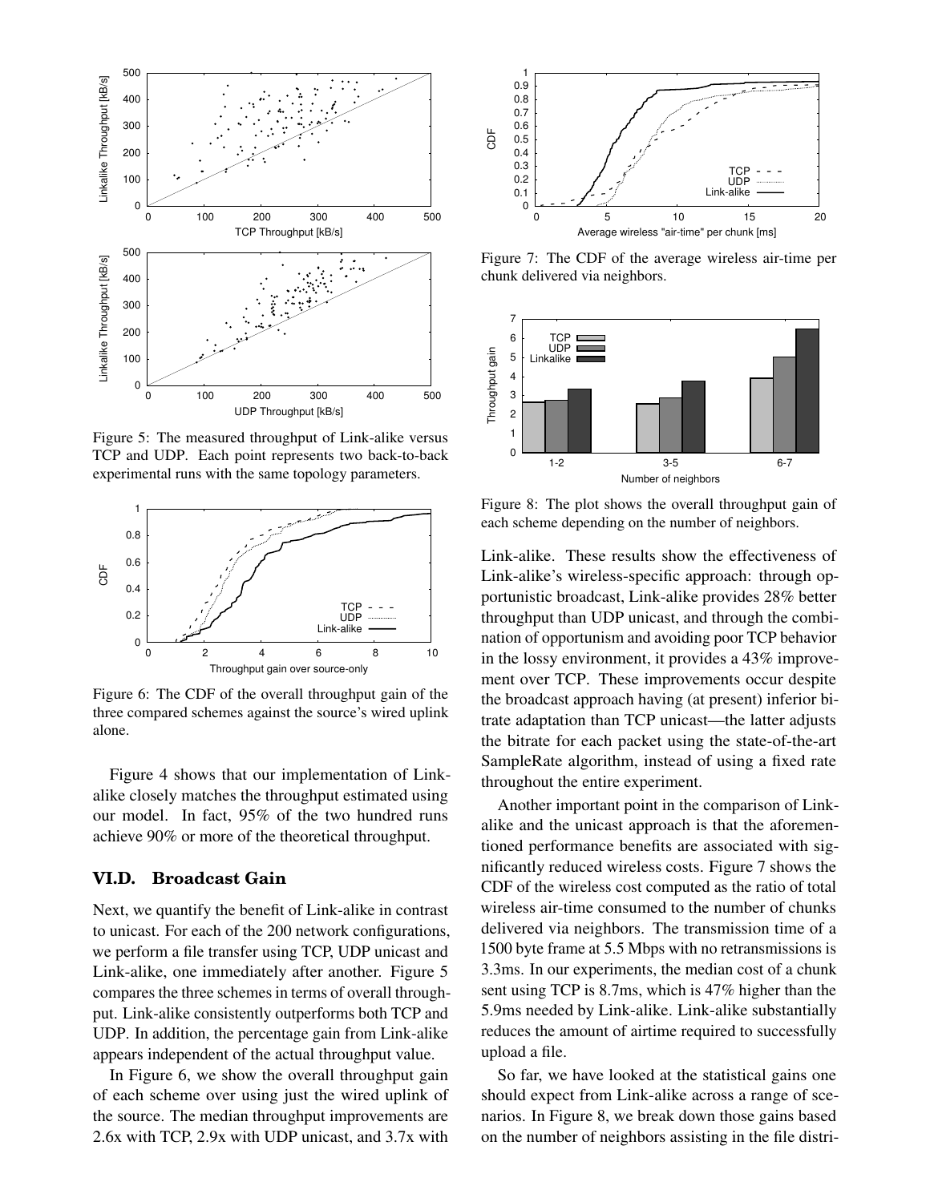Figure 5: The measured throughput of Link-alike versus TCP and UDP. Each point represents two back-to-back experimental runs with the same topology parameters.

Figure 6: The CDF of the overall throughput gain of the three compared schemes against the source's wired uplink alone.

Figure 4 shows that our implementation of Link-alike closely matches the throughput estimated using our model. In fact, 95% of the two hundred runs achieve 90% or more of the theoretical throughput.

## VI.D. Broadcast Gain

Next, we quantify the benefit of Link-alike in contrast to unicast. For each of the 200 network configurations, we perform a file transfer using TCP, UDP unicast and Link-alike, one immediately after another. Figure 5 compares the three schemes in terms of overall throughput. Link-alike consistently outperforms both TCP and UDP. In addition, the percentage gain from Link-alike appears independent of the actual throughput value.

In Figure 6, we show the overall throughput gain of each scheme over using just the wired uplink of the source. The median throughput improvements are 2.6x with TCP, 2.9x with UDP unicast, and 3.7x with Link-alike. These results show the effectiveness of Link-alike's wireless-specific approach: through opportunistic broadcast, Link-alike provides 28% better throughput than UDP unicast, and through the combination of opportunism and avoiding poor TCP behavior in the lossy environment, it provides a 43% improvement over TCP. These improvements occur despite the broadcast approach having (at present) inferior bitrate adaptation than TCP unicast—the latter adjusts the bitrate for each packet using the state-of-the-art SampleRate algorithm, instead of using a fixed rate throughout the entire experiment.

Figure 7: The CDF of the average wireless air-time per chunk delivered via neighbors.

Figure 8: The plot shows the overall throughput gain of each scheme depending on the number of neighbors.

Another important point in the comparison of Link-alike and the unicast approach is that the aforementioned performance benefits are associated with significantly reduced wireless costs. Figure 7 shows the CDF of the wireless cost computed as the ratio of total wireless air-time consumed to the number of chunks delivered via neighbors. The transmission time of a 1500 byte frame at 5.5 Mbps with no retransmissions is 3.3ms. In our experiments, the median cost of a chunk sent using TCP is 8.7ms, which is 47% higher than the 5.9ms needed by Link-alike. Link-alike substantially reduces the amount of airtime required to successfully upload a file.

So far, we have looked at the statistical gains one should expect from Link-alike across a range of scenarios. In Figure 8, we break down those gains based on the number of neighbors assisting in the file distri-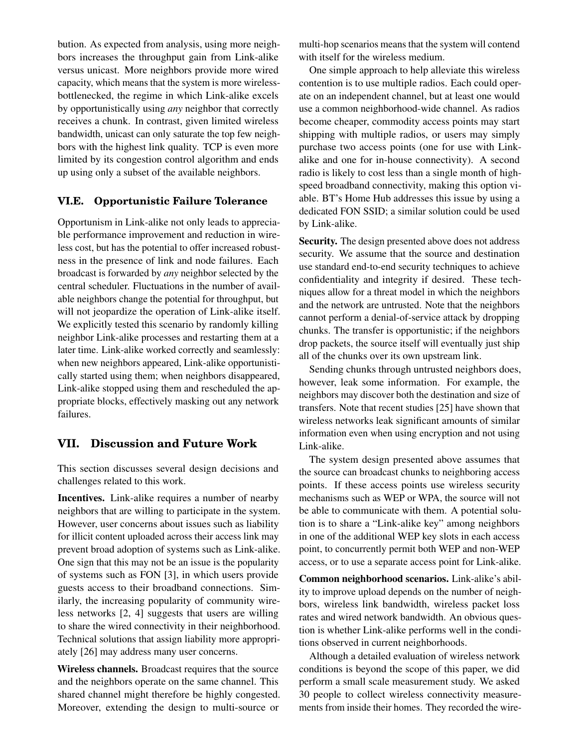bution. As expected from analysis, using more neighbors increases the throughput gain from Link-alike versus unicast. More neighbors provide more wired capacity, which means that the system is more wireless-bottlenecked, the regime in which Link-alike excels by opportunistically using *any* neighbor that correctly receives a chunk. In contrast, given limited wireless bandwidth, unicast can only saturate the top few neighbors with the highest link quality. TCP is even more limited by its congestion control algorithm and ends up using only a subset of the available neighbors.

### VI.E. Opportunistic Failure Tolerance

Opportunism in Link-alike not only leads to appreciable performance improvement and reduction in wireless cost, but has the potential to offer increased robustness in the presence of link and node failures. Each broadcast is forwarded by *any* neighbor selected by the central scheduler. Fluctuations in the number of available neighbors change the potential for throughput, but will not jeopardize the operation of Link-alike itself. We explicitly tested this scenario by randomly killing neighbor Link-alike processes and restarting them at a later time. Link-alike worked correctly and seamlessly: when new neighbors appeared, Link-alike opportunistically started using them; when neighbors disappeared, Link-alike stopped using them and rescheduled the appropriate blocks, effectively masking out any network failures.

## VII. Discussion and Future Work

This section discusses several design decisions and challenges related to this work.

**Incentives.** Link-alike requires a number of nearby neighbors that are willing to participate in the system. However, user concerns about issues such as liability for illicit content uploaded across their access link may prevent broad adoption of systems such as Link-alike. One sign that this may not be an issue is the popularity of systems such as FON [3], in which users provide guests access to their broadband connections. Similarly, the increasing popularity of community wireless networks [2, 4] suggests that users are willing to share the wired connectivity in their neighborhood. Technical solutions that assign liability more appropriately [26] may address many user concerns.

**Wireless channels.** Broadcast requires that the source and the neighbors operate on the same channel. This shared channel might therefore be highly congested. Moreover, extending the design to multi-source or multi-hop scenarios means that the system will contend with itself for the wireless medium.

One simple approach to help alleviate this wireless contention is to use multiple radios. Each could operate on an independent channel, but at least one would use a common neighborhood-wide channel. As radios become cheaper, commodity access points may start shipping with multiple radios, or users may simply purchase two access points (one for use with Link-alike and one for in-house connectivity). A second radio is likely to cost less than a single month of high-speed broadband connectivity, making this option viable. BT's Home Hub addresses this issue by using a dedicated FON SSID; a similar solution could be used by Link-alike.

**Security.** The design presented above does not address security. We assume that the source and destination use standard end-to-end security techniques to achieve confidentiality and integrity if desired. These techniques allow for a threat model in which the neighbors and the network are untrusted. Note that the neighbors cannot perform a denial-of-service attack by dropping chunks. The transfer is opportunistic; if the neighbors drop packets, the source itself will eventually just ship all of the chunks over its own upstream link.

Sending chunks through untrusted neighbors does, however, leak some information. For example, the neighbors may discover both the destination and size of transfers. Note that recent studies [25] have shown that wireless networks leak significant amounts of similar information even when using encryption and not using Link-alike.

The system design presented above assumes that the source can broadcast chunks to neighboring access points. If these access points use wireless security mechanisms such as WEP or WPA, the source will not be able to communicate with them. A potential solution is to share a "Link-alike key" among neighbors in one of the additional WEP key slots in each access point, to concurrently permit both WEP and non-WEP access, or to use a separate access point for Link-alike.

**Common neighborhood scenarios.** Link-alike's ability to improve upload depends on the number of neighbors, wireless link bandwidth, wireless packet loss rates and wired network bandwidth. An obvious question is whether Link-alike performs well in the conditions observed in current neighborhoods.

Although a detailed evaluation of wireless network conditions is beyond the scope of this paper, we did perform a small scale measurement study. We asked 30 people to collect wireless connectivity measurements from inside their homes. They recorded the wire-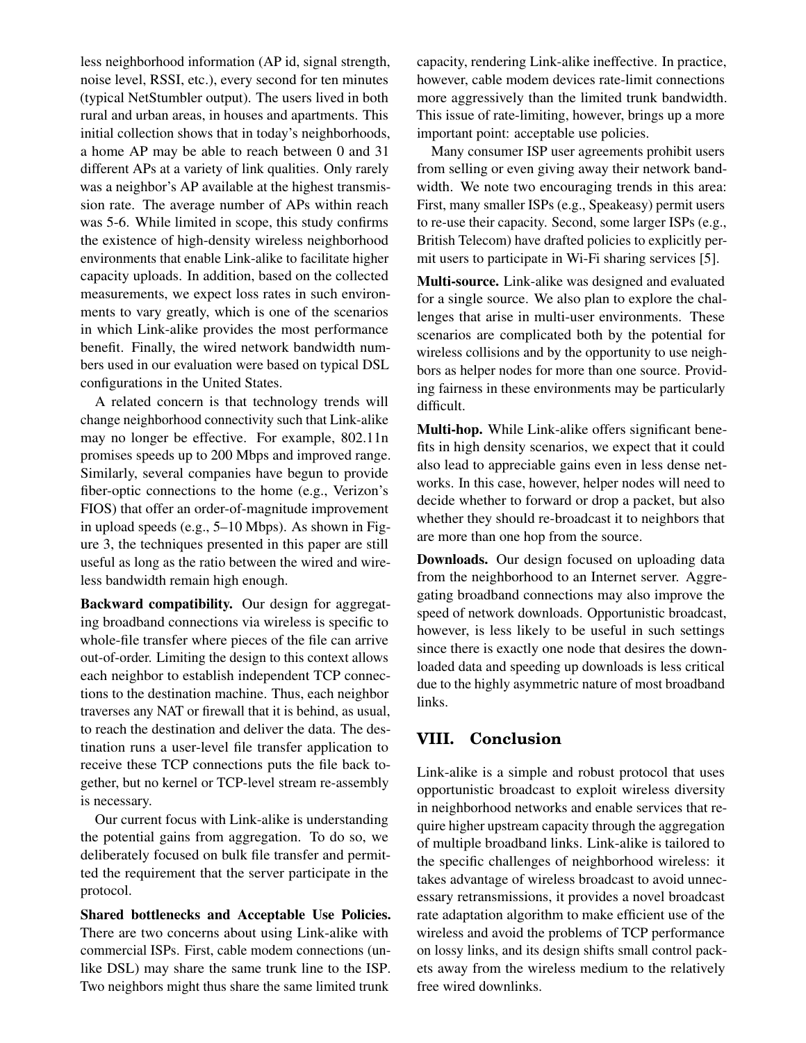less neighborhood information (AP id, signal strength, noise level, RSSI, etc.), every second for ten minutes (typical NetStumbler output). The users lived in both rural and urban areas, in houses and apartments. This initial collection shows that in today's neighborhoods, a home AP may be able to reach between 0 and 31 different APs at a variety of link qualities. Only rarely was a neighbor's AP available at the highest transmission rate. The average number of APs within reach was 5-6. While limited in scope, this study confirms the existence of high-density wireless neighborhood environments that enable Link-alike to facilitate higher capacity uploads. In addition, based on the collected measurements, we expect loss rates in such environments to vary greatly, which is one of the scenarios in which Link-alike provides the most performance benefit. Finally, the wired network bandwidth numbers used in our evaluation were based on typical DSL configurations in the United States.

A related concern is that technology trends will change neighborhood connectivity such that Link-alike may no longer be effective. For example, 802.11n promises speeds up to 200 Mbps and improved range. Similarly, several companies have begun to provide fiber-optic connections to the home (e.g., Verizon's FIOS) that offer an order-of-magnitude improvement in upload speeds (e.g., 5–10 Mbps). As shown in Figure 3, the techniques presented in this paper are still useful as long as the ratio between the wired and wireless bandwidth remain high enough.

**Backward compatibility.** Our design for aggregating broadband connections via wireless is specific to whole-file transfer where pieces of the file can arrive out-of-order. Limiting the design to this context allows each neighbor to establish independent TCP connections to the destination machine. Thus, each neighbor traverses any NAT or firewall that it is behind, as usual, to reach the destination and deliver the data. The destination runs a user-level file transfer application to receive these TCP connections puts the file back together, but no kernel or TCP-level stream re-assembly is necessary.

Our current focus with Link-alike is understanding the potential gains from aggregation. To do so, we deliberately focused on bulk file transfer and permitted the requirement that the server participate in the protocol.

**Shared bottlenecks and Acceptable Use Policies.** There are two concerns about using Link-alike with commercial ISPs. First, cable modem connections (unlike DSL) may share the same trunk line to the ISP. Two neighbors might thus share the same limited trunk capacity, rendering Link-alike ineffective. In practice, however, cable modem devices rate-limit connections more aggressively than the limited trunk bandwidth. This issue of rate-limiting, however, brings up a more important point: acceptable use policies.

Many consumer ISP user agreements prohibit users from selling or even giving away their network bandwidth. We note two encouraging trends in this area: First, many smaller ISPs (e.g., Speakeasy) permit users to re-use their capacity. Second, some larger ISPs (e.g., British Telecom) have drafted policies to explicitly permit users to participate in Wi-Fi sharing services [5].

**Multi-source.** Link-alike was designed and evaluated for a single source. We also plan to explore the challenges that arise in multi-user environments. These scenarios are complicated both by the potential for wireless collisions and by the opportunity to use neighbors as helper nodes for more than one source. Providing fairness in these environments may be particularly difficult.

**Multi-hop.** While Link-alike offers significant benefits in high density scenarios, we expect that it could also lead to appreciable gains even in less dense networks. In this case, however, helper nodes will need to decide whether to forward or drop a packet, but also whether they should re-broadcast it to neighbors that are more than one hop from the source.

**Downloads.** Our design focused on uploading data from the neighborhood to an Internet server. Aggregating broadband connections may also improve the speed of network downloads. Opportunistic broadcast, however, is less likely to be useful in such settings since there is exactly one node that desires the downloaded data and speeding up downloads is less critical due to the highly asymmetric nature of most broadband links.

## VIII. Conclusion

Link-alike is a simple and robust protocol that uses opportunistic broadcast to exploit wireless diversity in neighborhood networks and enable services that require higher upstream capacity through the aggregation of multiple broadband links. Link-alike is tailored to the specific challenges of neighborhood wireless: it takes advantage of wireless broadcast to avoid unnecessary retransmissions, it provides a novel broadcast rate adaptation algorithm to make efficient use of the wireless and avoid the problems of TCP performance on lossy links, and its design shifts small control packets away from the wireless medium to the relatively free wired downlinks.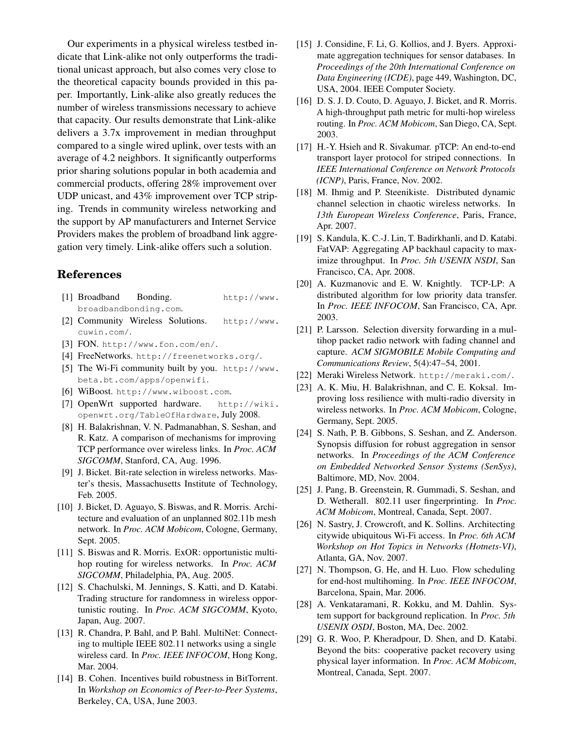Our experiments in a physical wireless testbed indicate that Link-alike not only outperforms the traditional unicast approach, but also comes very close to the theoretical capacity bounds provided in this paper. Importantly, Link-alike also greatly reduces the number of wireless transmissions necessary to achieve that capacity. Our results demonstrate that Link-alike delivers a 3.7x improvement in median throughput compared to a single wired uplink, over tests with an average of 4.2 neighbors. It significantly outperforms prior sharing solutions popular in both academia and commercial products, offering 28% improvement over UDP unicast, and 43% improvement over TCP striping. Trends in community wireless networking and the support by AP manufacturers and Internet Service Providers makes the problem of broadband link aggregation very timely. Link-alike offers such a solution.

## References

[1] Broadband Bonding. `http://www.broadbandbonding.com`.

[2] Community Wireless Solutions. `http://www.cuwin.com/`.

[3] FON. `http://www.fon.com/en/`.

[4] FreeNetworks. `http://freenetworks.org/`.

[5] The Wi-Fi community built by you. `http://www.beta.bt.com/apps/openwifi`.

[6] WiBoost. `http://www.wiboost.com`.

[7] OpenWrt supported hardware. `http://wiki.openwrt.org/TableOfHardware`, July 2008.

[8] H. Balakrishnan, V. N. Padmanabhan, S. Seshan, and R. Katz. A comparison of mechanisms for improving TCP performance over wireless links. In *Proc. ACM SIGCOMM*, Stanford, CA, Aug. 1996.

[9] J. Bicket. Bit-rate selection in wireless networks. Master's thesis, Massachusetts Institute of Technology, Feb. 2005.

[10] J. Bicket, D. Aguayo, S. Biswas, and R. Morris. Architecture and evaluation of an unplanned 802.11b mesh network. In *Proc. ACM Mobicom*, Cologne, Germany, Sept. 2005.

[11] S. Biswas and R. Morris. ExOR: opportunistic multihop routing for wireless networks. In *Proc. ACM SIGCOMM*, Philadelphia, PA, Aug. 2005.

[12] S. Chachulski, M. Jennings, S. Katti, and D. Katabi. Trading structure for randomness in wireless opportunistic routing. In *Proc. ACM SIGCOMM*, Kyoto, Japan, Aug. 2007.

[13] R. Chandra, P. Bahl, and P. Bahl. MultiNet: Connecting to multiple IEEE 802.11 networks using a single wireless card. In *Proc. IEEE INFOCOM*, Hong Kong, Mar. 2004.

[14] B. Cohen. Incentives build robustness in BitTorrent. In *Workshop on Economics of Peer-to-Peer Systems*, Berkeley, CA, USA, June 2003.

[15] J. Considine, F. Li, G. Kollios, and J. Byers. Approximate aggregation techniques for sensor databases. In *Proceedings of the 20th International Conference on Data Engineering (ICDE)*, page 449, Washington, DC, USA, 2004. IEEE Computer Society.

[16] D. S. J. D. Couto, D. Aguayo, J. Bicket, and R. Morris. A high-throughput path metric for multi-hop wireless routing. In *Proc. ACM Mobicom*, San Diego, CA, Sept. 2003.

[17] H.-Y. Hsieh and R. Sivakumar. pTCP: An end-to-end transport layer protocol for striped connections. In *IEEE International Conference on Network Protocols (ICNP)*, Paris, France, Nov. 2002.

[18] M. Ihmig and P. Steenikiste. Distributed dynamic channel selection in chaotic wireless networks. In *13th European Wireless Conference*, Paris, France, Apr. 2007.

[19] S. Kandula, K. C.-J. Lin, T. Badirkhanli, and D. Katabi. FatVAP: Aggregating AP backhaul capacity to maximize throughput. In *Proc. 5th USENIX NSDI*, San Francisco, CA, Apr. 2008.

[20] A. Kuzmanovic and E. W. Knightly. TCP-LP: A distributed algorithm for low priority data transfer. In *Proc. IEEE INFOCOM*, San Francisco, CA, Apr. 2003.

[21] P. Larsson. Selection diversity forwarding in a multihop packet radio network with fading channel and capture. *ACM SIGMOBILE Mobile Computing and Communications Review*, 5(4):47–54, 2001.

[22] Meraki Wireless Network. `http://meraki.com/`.

[23] A. K. Miu, H. Balakrishnan, and C. E. Koksal. Improving loss resilience with multi-radio diversity in wireless networks. In *Proc. ACM Mobicom*, Cologne, Germany, Sept. 2005.

[24] S. Nath, P. B. Gibbons, S. Seshan, and Z. Anderson. Synopsis diffusion for robust aggregation in sensor networks. In *Proceedings of the ACM Conference on Embedded Networked Sensor Systems (SenSys)*, Baltimore, MD, Nov. 2004.

[25] J. Pang, B. Greenstein, R. Gummadi, S. Seshan, and D. Wetherall. 802.11 user fingerprinting. In *Proc. ACM Mobicom*, Montreal, Canada, Sept. 2007.

[26] N. Sastry, J. Crowcroft, and K. Sollins. Architecting citywide ubiquitous Wi-Fi access. In *Proc. 6th ACM Workshop on Hot Topics in Networks (Hotnets-VI)*, Atlanta, GA, Nov. 2007.

[27] N. Thompson, G. He, and H. Luo. Flow scheduling for end-host multihoming. In *Proc. IEEE INFOCOM*, Barcelona, Spain, Mar. 2006.

[28] A. Venkataramani, R. Kokku, and M. Dahlin. System support for background replication. In *Proc. 5th USENIX OSDI*, Boston, MA, Dec. 2002.

[29] G. R. Woo, P. Kheradpour, D. Shen, and D. Katabi. Beyond the bits: cooperative packet recovery using physical layer information. In *Proc. ACM Mobicom*, Montreal, Canada, Sept. 2007.